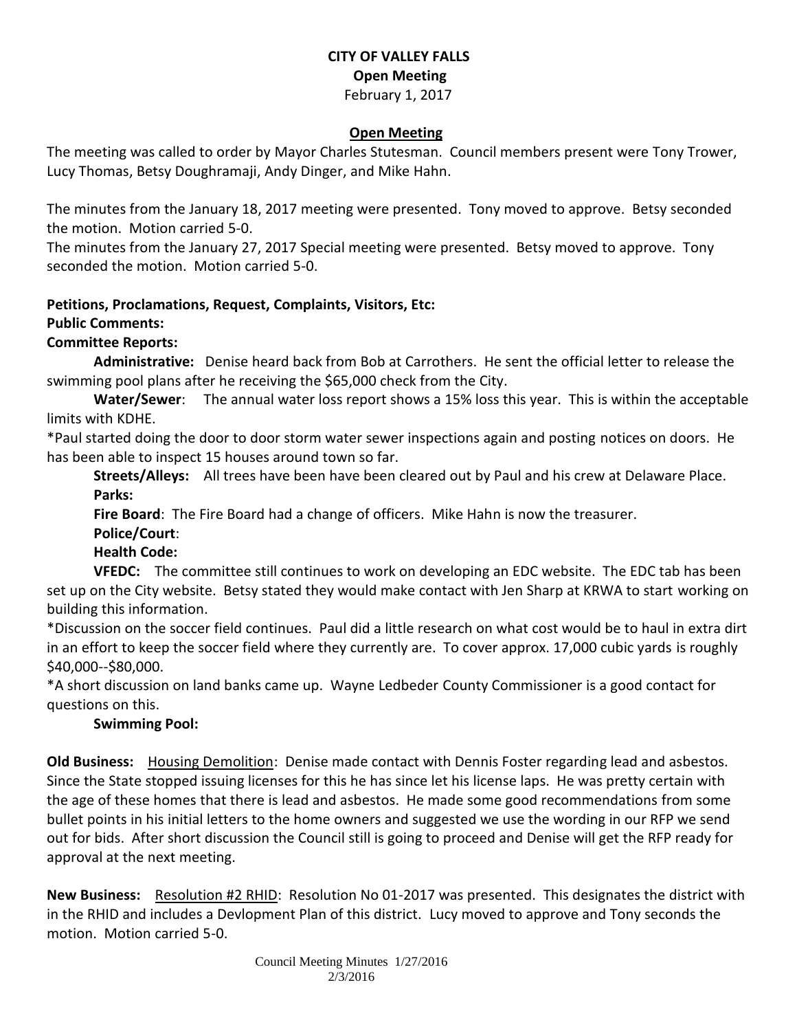**CITY OF VALLEY FALLS**
**Open Meeting**
February 1, 2017

## Open Meeting

The meeting was called to order by Mayor Charles Stutesman. Council members present were Tony Trower, Lucy Thomas, Betsy Doughramaji, Andy Dinger, and Mike Hahn.

The minutes from the January 18, 2017 meeting were presented. Tony moved to approve. Betsy seconded the motion. Motion carried 5-0.
The minutes from the January 27, 2017 Special meeting were presented. Betsy moved to approve. Tony seconded the motion. Motion carried 5-0.

**Petitions, Proclamations, Request, Complaints, Visitors, Etc:**
**Public Comments:**
**Committee Reports:**

**Administrative:** Denise heard back from Bob at Carrothers. He sent the official letter to release the swimming pool plans after he receiving the $65,000 check from the City.

**Water/Sewer**: The annual water loss report shows a 15% loss this year. This is within the acceptable limits with KDHE.
*Paul started doing the door to door storm water sewer inspections again and posting notices on doors. He has been able to inspect 15 houses around town so far.

**Streets/Alleys:** All trees have been have been cleared out by Paul and his crew at Delaware Place.

**Parks:**

**Fire Board**: The Fire Board had a change of officers. Mike Hahn is now the treasurer.

**Police/Court**:

**Health Code:**

**VFEDC:** The committee still continues to work on developing an EDC website. The EDC tab has been set up on the City website. Betsy stated they would make contact with Jen Sharp at KRWA to start working on building this information.
*Discussion on the soccer field continues. Paul did a little research on what cost would be to haul in extra dirt in an effort to keep the soccer field where they currently are. To cover approx. 17,000 cubic yards is roughly $40,000--$80,000.
*A short discussion on land banks came up. Wayne Ledbeder County Commissioner is a good contact for questions on this.

**Swimming Pool:**

**Old Business:** Housing Demolition: Denise made contact with Dennis Foster regarding lead and asbestos. Since the State stopped issuing licenses for this he has since let his license laps. He was pretty certain with the age of these homes that there is lead and asbestos. He made some good recommendations from some bullet points in his initial letters to the home owners and suggested we use the wording in our RFP we send out for bids. After short discussion the Council still is going to proceed and Denise will get the RFP ready for approval at the next meeting.

**New Business:** Resolution #2 RHID: Resolution No 01-2017 was presented. This designates the district with in the RHID and includes a Devlopment Plan of this district. Lucy moved to approve and Tony seconds the motion. Motion carried 5-0.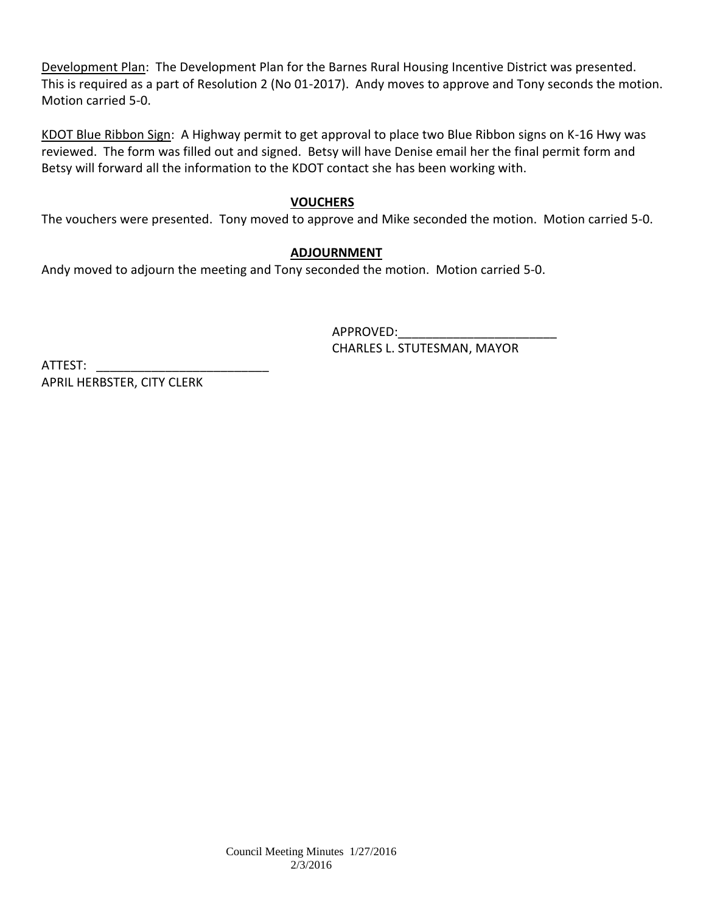<u>Development Plan</u>: The Development Plan for the Barnes Rural Housing Incentive District was presented. This is required as a part of Resolution 2 (No 01-2017). Andy moves to approve and Tony seconds the motion. Motion carried 5-0.

<u>KDOT Blue Ribbon Sign</u>: A Highway permit to get approval to place two Blue Ribbon signs on K-16 Hwy was reviewed. The form was filled out and signed. Betsy will have Denise email her the final permit form and Betsy will forward all the information to the KDOT contact she has been working with.

## VOUCHERS

The vouchers were presented. Tony moved to approve and Mike seconded the motion. Motion carried 5-0.

## ADJOURNMENT

Andy moved to adjourn the meeting and Tony seconded the motion. Motion carried 5-0.

APPROVED:_______________________
CHARLES L. STUTESMAN, MAYOR

ATTEST: _________________________
APRIL HERBSTER, CITY CLERK